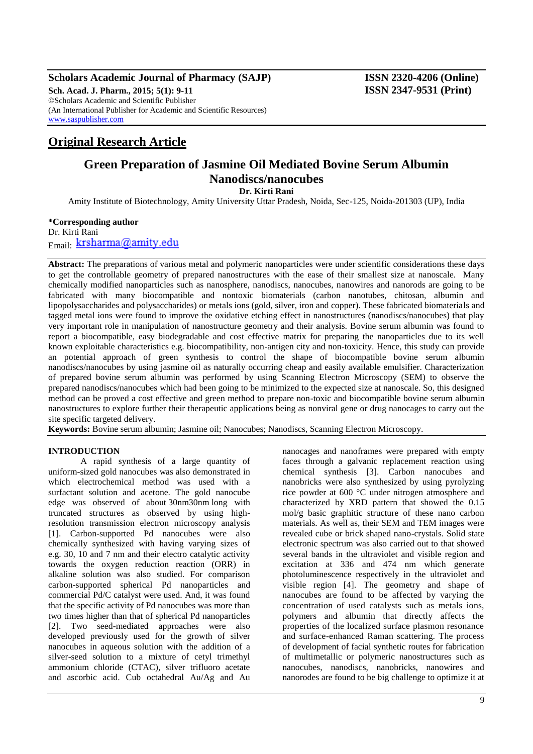**Original Research Article**

# Green Preparation of Jasmine Oil Mediated Bovine Serum Albumin Nanodiscs/nanocubes

**Dr. Kirti Rani**

Amity Institute of Biotechnology, Amity University Uttar Pradesh, Noida, Sec-125, Noida-201303 (UP), India

**\*Corresponding author**
Dr. Kirti Rani
Email: krsharma@amity.edu

**Abstract:** The preparations of various metal and polymeric nanoparticles were under scientific considerations these days to get the controllable geometry of prepared nanostructures with the ease of their smallest size at nanoscale. Many chemically modified nanoparticles such as nanosphere, nanodiscs, nanocubes, nanowires and nanorods are going to be fabricated with many biocompatible and nontoxic biomaterials (carbon nanotubes, chitosan, albumin and lipopolysaccharides and polysaccharides) or metals ions (gold, silver, iron and copper). These fabricated biomaterials and tagged metal ions were found to improve the oxidative etching effect in nanostructures (nanodiscs/nanocubes) that play very important role in manipulation of nanostructure geometry and their analysis. Bovine serum albumin was found to report a biocompatible, easy biodegradable and cost effective matrix for preparing the nanoparticles due to its well known exploitable characteristics e.g. biocompatibility, non-antigen city and non-toxicity. Hence, this study can provide an potential approach of green synthesis to control the shape of biocompatible bovine serum albumin nanodiscs/nanocubes by using jasmine oil as naturally occurring cheap and easily available emulsifier. Characterization of prepared bovine serum albumin was performed by using Scanning Electron Microscopy (SEM) to observe the prepared nanodiscs/nanocubes which had been going to be minimized to the expected size at nanoscale. So, this designed method can be proved a cost effective and green method to prepare non-toxic and biocompatible bovine serum albumin nanostructures to explore further their therapeutic applications being as nonviral gene or drug nanocages to carry out the site specific targeted delivery.

**Keywords:** Bovine serum albumin; Jasmine oil; Nanocubes; Nanodiscs, Scanning Electron Microscopy.

## INTRODUCTION

A rapid synthesis of a large quantity of uniform-sized gold nanocubes was also demonstrated in which electrochemical method was used with a surfactant solution and acetone. The gold nanocube edge was observed of about 30nm30nm long with truncated structures as observed by using high-resolution transmission electron microscopy analysis [1]. Carbon-supported Pd nanocubes were also chemically synthesized with having varying sizes of e.g. 30, 10 and 7 nm and their electro catalytic activity towards the oxygen reduction reaction (ORR) in alkaline solution was also studied. For comparison carbon-supported spherical Pd nanoparticles and commercial Pd/C catalyst were used. And, it was found that the specific activity of Pd nanocubes was more than two times higher than that of spherical Pd nanoparticles [2]. Two seed-mediated approaches were also developed previously used for the growth of silver nanocubes in aqueous solution with the addition of a silver-seed solution to a mixture of cetyl trimethyl ammonium chloride (CTAC), silver trifluoro acetate and ascorbic acid. Cub octahedral Au/Ag and Au nanocages and nanoframes were prepared with empty faces through a galvanic replacement reaction using chemical synthesis [3]. Carbon nanocubes and nanobricks were also synthesized by using pyrolyzing rice powder at 600 °C under nitrogen atmosphere and characterized by XRD pattern that showed the 0.15 mol/g basic graphitic structure of these nano carbon materials. As well as, their SEM and TEM images were revealed cube or brick shaped nano-crystals. Solid state electronic spectrum was also carried out to that showed several bands in the ultraviolet and visible region and excitation at 336 and 474 nm which generate photoluminescence respectively in the ultraviolet and visible region [4]. The geometry and shape of nanocubes are found to be affected by varying the concentration of used catalysts such as metals ions, polymers and albumin that directly affects the properties of the localized surface plasmon resonance and surface-enhanced Raman scattering. The process of development of facial synthetic routes for fabrication of multimetallic or polymeric nanostructures such as nanocubes, nanodiscs, nanobricks, nanowires and nanorodes are found to be big challenge to optimize it at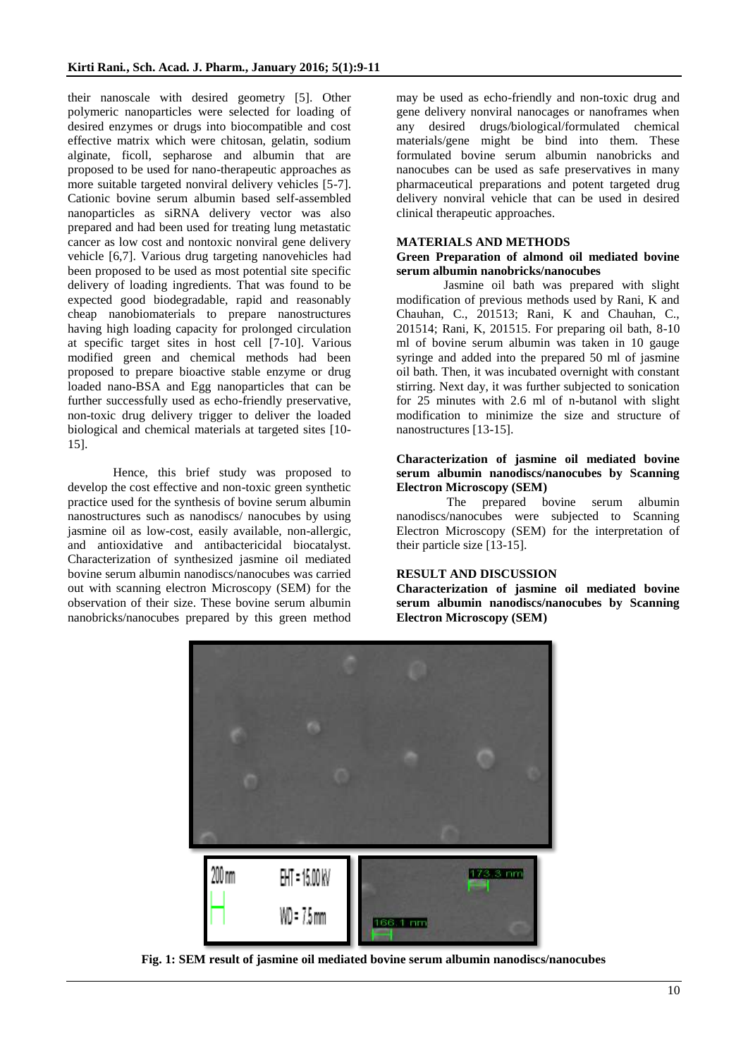their nanoscale with desired geometry [5]. Other polymeric nanoparticles were selected for loading of desired enzymes or drugs into biocompatible and cost effective matrix which were chitosan, gelatin, sodium alginate, ficoll, sepharose and albumin that are proposed to be used for nano-therapeutic approaches as more suitable targeted nonviral delivery vehicles [5-7]. Cationic bovine serum albumin based self-assembled nanoparticles as siRNA delivery vector was also prepared and had been used for treating lung metastatic cancer as low cost and nontoxic nonviral gene delivery vehicle [6,7]. Various drug targeting nanovehicles had been proposed to be used as most potential site specific delivery of loading ingredients. That was found to be expected good biodegradable, rapid and reasonably cheap nanobiomaterials to prepare nanostructures having high loading capacity for prolonged circulation at specific target sites in host cell [7-10]. Various modified green and chemical methods had been proposed to prepare bioactive stable enzyme or drug loaded nano-BSA and Egg nanoparticles that can be further successfully used as echo-friendly preservative, non-toxic drug delivery trigger to deliver the loaded biological and chemical materials at targeted sites [10-15].

Hence, this brief study was proposed to develop the cost effective and non-toxic green synthetic practice used for the synthesis of bovine serum albumin nanostructures such as nanodiscs/ nanocubes by using jasmine oil as low-cost, easily available, non-allergic, and antioxidative and antibactericidal biocatalyst. Characterization of synthesized jasmine oil mediated bovine serum albumin nanodiscs/nanocubes was carried out with scanning electron Microscopy (SEM) for the observation of their size. These bovine serum albumin nanobricks/nanocubes prepared by this green method may be used as echo-friendly and non-toxic drug and gene delivery nonviral nanocages or nanoframes when any desired drugs/biological/formulated chemical materials/gene might be bind into them. These formulated bovine serum albumin nanobricks and nanocubes can be used as safe preservatives in many pharmaceutical preparations and potent targeted drug delivery nonviral vehicle that can be used in desired clinical therapeutic approaches.

## MATERIALS AND METHODS

### Green Preparation of almond oil mediated bovine serum albumin nanobricks/nanocubes

Jasmine oil bath was prepared with slight modification of previous methods used by Rani, K and Chauhan, C., 201513; Rani, K and Chauhan, C., 201514; Rani, K, 201515. For preparing oil bath, 8-10 ml of bovine serum albumin was taken in 10 gauge syringe and added into the prepared 50 ml of jasmine oil bath. Then, it was incubated overnight with constant stirring. Next day, it was further subjected to sonication for 25 minutes with 2.6 ml of n-butanol with slight modification to minimize the size and structure of nanostructures [13-15].

### Characterization of jasmine oil mediated bovine serum albumin nanodiscs/nanocubes by Scanning Electron Microscopy (SEM)

The prepared bovine serum albumin nanodiscs/nanocubes were subjected to Scanning Electron Microscopy (SEM) for the interpretation of their particle size [13-15].

## RESULT AND DISCUSSION

### Characterization of jasmine oil mediated bovine serum albumin nanodiscs/nanocubes by Scanning Electron Microscopy (SEM)

200 nm EHT = 15.00 kV WD = 7.5 mm 173.3 nm 166.1 nm

**Fig. 1: SEM result of jasmine oil mediated bovine serum albumin nanodiscs/nanocubes**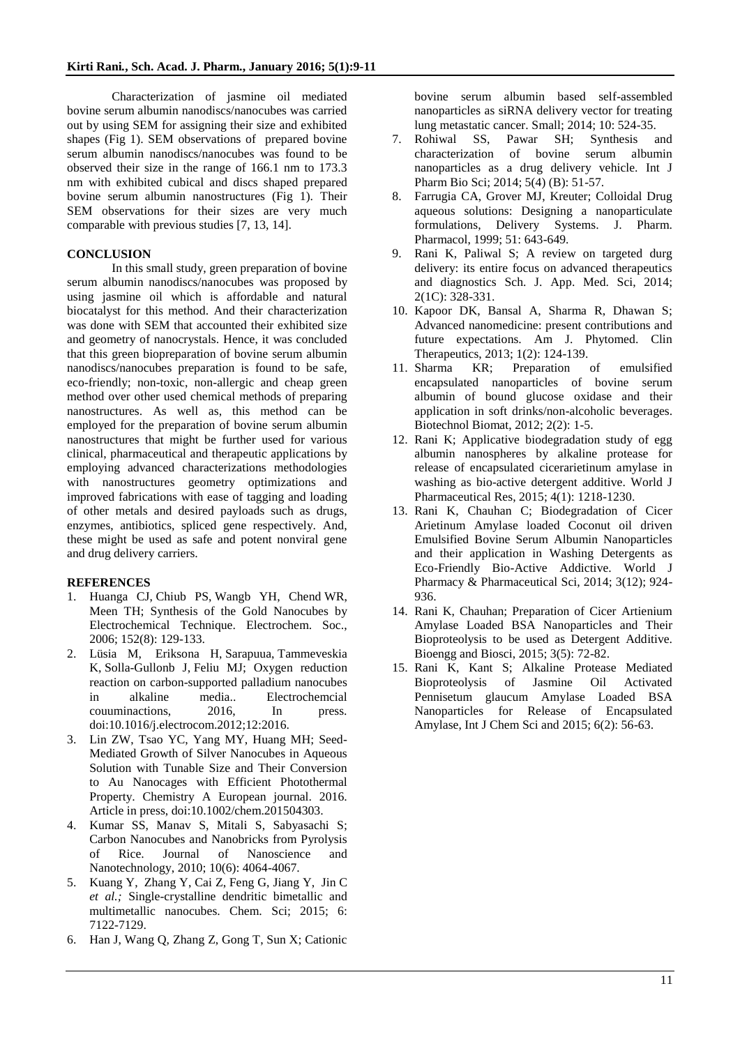Characterization of jasmine oil mediated bovine serum albumin nanodiscs/nanocubes was carried out by using SEM for assigning their size and exhibited shapes (Fig 1). SEM observations of prepared bovine serum albumin nanodiscs/nanocubes was found to be observed their size in the range of 166.1 nm to 173.3 nm with exhibited cubical and discs shaped prepared bovine serum albumin nanostructures (Fig 1). Their SEM observations for their sizes are very much comparable with previous studies [7, 13, 14].

## CONCLUSION

In this small study, green preparation of bovine serum albumin nanodiscs/nanocubes was proposed by using jasmine oil which is affordable and natural biocatalyst for this method. And their characterization was done with SEM that accounted their exhibited size and geometry of nanocrystals. Hence, it was concluded that this green biopreparation of bovine serum albumin nanodiscs/nanocubes preparation is found to be safe, eco-friendly; non-toxic, non-allergic and cheap green method over other used chemical methods of preparing nanostructures. As well as, this method can be employed for the preparation of bovine serum albumin nanostructures that might be further used for various clinical, pharmaceutical and therapeutic applications by employing advanced characterizations methodologies with nanostructures geometry optimizations and improved fabrications with ease of tagging and loading of other metals and desired payloads such as drugs, enzymes, antibiotics, spliced gene respectively. And, these might be used as safe and potent nonviral gene and drug delivery carriers.

## REFERENCES

1. Huanga CJ, Chiub PS, Wangb YH, Chend WR, Meen TH; Synthesis of the Gold Nanocubes by Electrochemical Technique. Electrochem. Soc., 2006; 152(8): 129-133.
2. Lüsia M, Eriksona H, Sarapuua, Tammeveskia K, Solla-Gullonb J, Feliu MJ; Oxygen reduction reaction on carbon-supported palladium nanocubes in alkaline media.. Electrochemcial couuminactions, 2016, In press. doi:10.1016/j.electrocom.2012;12:2016.
3. Lin ZW, Tsao YC, Yang MY, Huang MH; Seed-Mediated Growth of Silver Nanocubes in Aqueous Solution with Tunable Size and Their Conversion to Au Nanocages with Efficient Photothermal Property. Chemistry A European journal. 2016. Article in press, doi:10.1002/chem.201504303.
4. Kumar SS, Manav S, Mitali S, Sabyasachi S; Carbon Nanocubes and Nanobricks from Pyrolysis of Rice. Journal of Nanoscience and Nanotechnology, 2010; 10(6): 4064-4067.
5. Kuang Y, Zhang Y, Cai Z, Feng G, Jiang Y, Jin C *et al.;* Single-crystalline dendritic bimetallic and multimetallic nanocubes. Chem. Sci; 2015; 6: 7122-7129.
6. Han J, Wang Q, Zhang Z, Gong T, Sun X; Cationic bovine serum albumin based self-assembled nanoparticles as siRNA delivery vector for treating lung metastatic cancer. Small; 2014; 10: 524-35.
7. Rohiwal SS, Pawar SH; Synthesis and characterization of bovine serum albumin nanoparticles as a drug delivery vehicle. Int J Pharm Bio Sci; 2014; 5(4) (B): 51-57.
8. Farrugia CA, Grover MJ, Kreuter; Colloidal Drug aqueous solutions: Designing a nanoparticulate formulations, Delivery Systems. J. Pharm. Pharmacol, 1999; 51: 643-649.
9. Rani K, Paliwal S; A review on targeted durg delivery: its entire focus on advanced therapeutics and diagnostics Sch. J. App. Med. Sci, 2014; 2(1C): 328-331.
10. Kapoor DK, Bansal A, Sharma R, Dhawan S; Advanced nanomedicine: present contributions and future expectations. Am J. Phytomed. Clin Therapeutics, 2013; 1(2): 124-139.
11. Sharma KR; Preparation of emulsified encapsulated nanoparticles of bovine serum albumin of bound glucose oxidase and their application in soft drinks/non-alcoholic beverages. Biotechnol Biomat, 2012; 2(2): 1-5.
12. Rani K; Applicative biodegradation study of egg albumin nanospheres by alkaline protease for release of encapsulated cicerarietinum amylase in washing as bio-active detergent additive. World J Pharmaceutical Res, 2015; 4(1): 1218-1230.
13. Rani K, Chauhan C; Biodegradation of Cicer Arietinum Amylase loaded Coconut oil driven Emulsified Bovine Serum Albumin Nanoparticles and their application in Washing Detergents as Eco-Friendly Bio-Active Addictive. World J Pharmacy & Pharmaceutical Sci, 2014; 3(12); 924-936.
14. Rani K, Chauhan; Preparation of Cicer Artienium Amylase Loaded BSA Nanoparticles and Their Bioproteolysis to be used as Detergent Additive. Bioengg and Biosci, 2015; 3(5): 72-82.
15. Rani K, Kant S; Alkaline Protease Mediated Bioproteolysis of Jasmine Oil Activated Pennisetum glaucum Amylase Loaded BSA Nanoparticles for Release of Encapsulated Amylase, Int J Chem Sci and 2015; 6(2): 56-63.